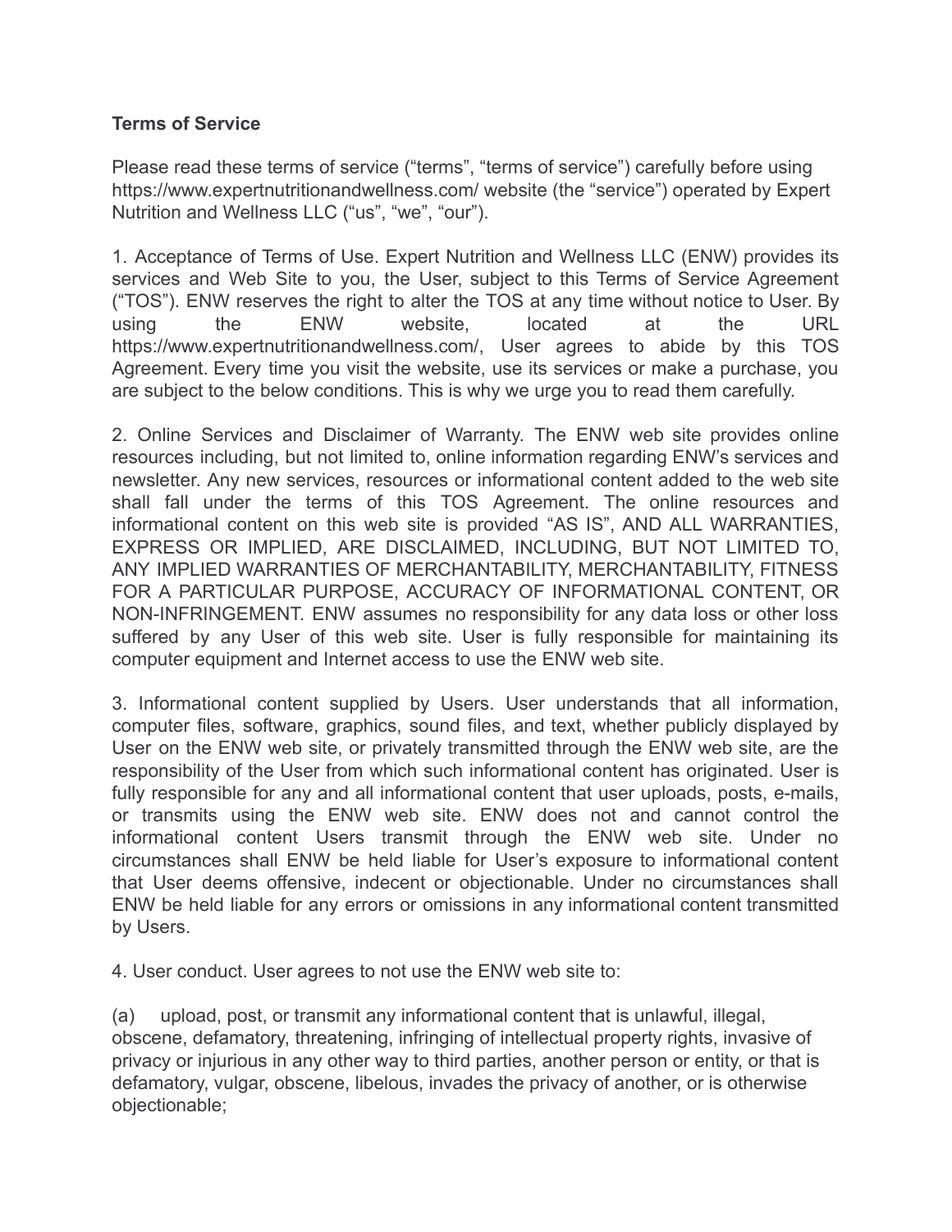**Terms of Service**

Please read these terms of service ("terms", "terms of service") carefully before using https://www.expertnutritionandwellness.com/ website (the "service") operated by Expert Nutrition and Wellness LLC ("us", "we", "our").

1. Acceptance of Terms of Use. Expert Nutrition and Wellness LLC (ENW) provides its services and Web Site to you, the User, subject to this Terms of Service Agreement ("TOS"). ENW reserves the right to alter the TOS at any time without notice to User. By using the ENW website, located at the URL https://www.expertnutritionandwellness.com/, User agrees to abide by this TOS Agreement. Every time you visit the website, use its services or make a purchase, you are subject to the below conditions. This is why we urge you to read them carefully.

2. Online Services and Disclaimer of Warranty. The ENW web site provides online resources including, but not limited to, online information regarding ENW's services and newsletter. Any new services, resources or informational content added to the web site shall fall under the terms of this TOS Agreement. The online resources and informational content on this web site is provided "AS IS", AND ALL WARRANTIES, EXPRESS OR IMPLIED, ARE DISCLAIMED, INCLUDING, BUT NOT LIMITED TO, ANY IMPLIED WARRANTIES OF MERCHANTABILITY, MERCHANTABILITY, FITNESS FOR A PARTICULAR PURPOSE, ACCURACY OF INFORMATIONAL CONTENT, OR NON-INFRINGEMENT. ENW assumes no responsibility for any data loss or other loss suffered by any User of this web site. User is fully responsible for maintaining its computer equipment and Internet access to use the ENW web site.

3. Informational content supplied by Users. User understands that all information, computer files, software, graphics, sound files, and text, whether publicly displayed by User on the ENW web site, or privately transmitted through the ENW web site, are the responsibility of the User from which such informational content has originated. User is fully responsible for any and all informational content that user uploads, posts, e-mails, or transmits using the ENW web site. ENW does not and cannot control the informational content Users transmit through the ENW web site. Under no circumstances shall ENW be held liable for User's exposure to informational content that User deems offensive, indecent or objectionable. Under no circumstances shall ENW be held liable for any errors or omissions in any informational content transmitted by Users.

4. User conduct. User agrees to not use the ENW web site to:

(a) upload, post, or transmit any informational content that is unlawful, illegal, obscene, defamatory, threatening, infringing of intellectual property rights, invasive of privacy or injurious in any other way to third parties, another person or entity, or that is defamatory, vulgar, obscene, libelous, invades the privacy of another, or is otherwise objectionable;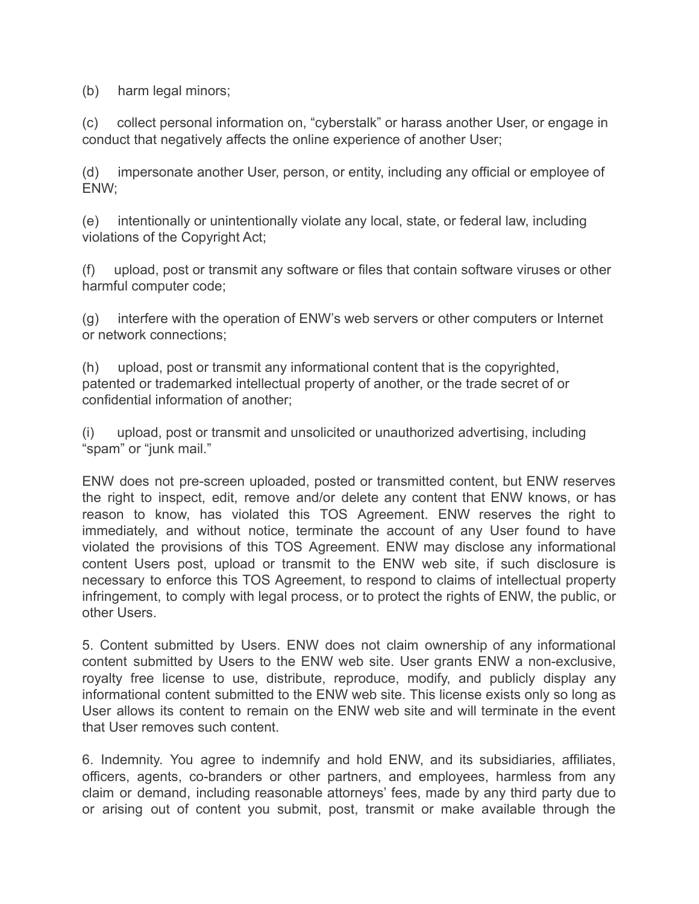(b) harm legal minors;

(c) collect personal information on, "cyberstalk" or harass another User, or engage in conduct that negatively affects the online experience of another User;

(d) impersonate another User, person, or entity, including any official or employee of ENW;

(e) intentionally or unintentionally violate any local, state, or federal law, including violations of the Copyright Act;

(f) upload, post or transmit any software or files that contain software viruses or other harmful computer code;

(g) interfere with the operation of ENW's web servers or other computers or Internet or network connections;

(h) upload, post or transmit any informational content that is the copyrighted, patented or trademarked intellectual property of another, or the trade secret of or confidential information of another;

(i) upload, post or transmit and unsolicited or unauthorized advertising, including "spam" or "junk mail."

ENW does not pre-screen uploaded, posted or transmitted content, but ENW reserves the right to inspect, edit, remove and/or delete any content that ENW knows, or has reason to know, has violated this TOS Agreement. ENW reserves the right to immediately, and without notice, terminate the account of any User found to have violated the provisions of this TOS Agreement. ENW may disclose any informational content Users post, upload or transmit to the ENW web site, if such disclosure is necessary to enforce this TOS Agreement, to respond to claims of intellectual property infringement, to comply with legal process, or to protect the rights of ENW, the public, or other Users.

5. Content submitted by Users. ENW does not claim ownership of any informational content submitted by Users to the ENW web site. User grants ENW a non-exclusive, royalty free license to use, distribute, reproduce, modify, and publicly display any informational content submitted to the ENW web site. This license exists only so long as User allows its content to remain on the ENW web site and will terminate in the event that User removes such content.

6. Indemnity. You agree to indemnify and hold ENW, and its subsidiaries, affiliates, officers, agents, co-branders or other partners, and employees, harmless from any claim or demand, including reasonable attorneys' fees, made by any third party due to or arising out of content you submit, post, transmit or make available through the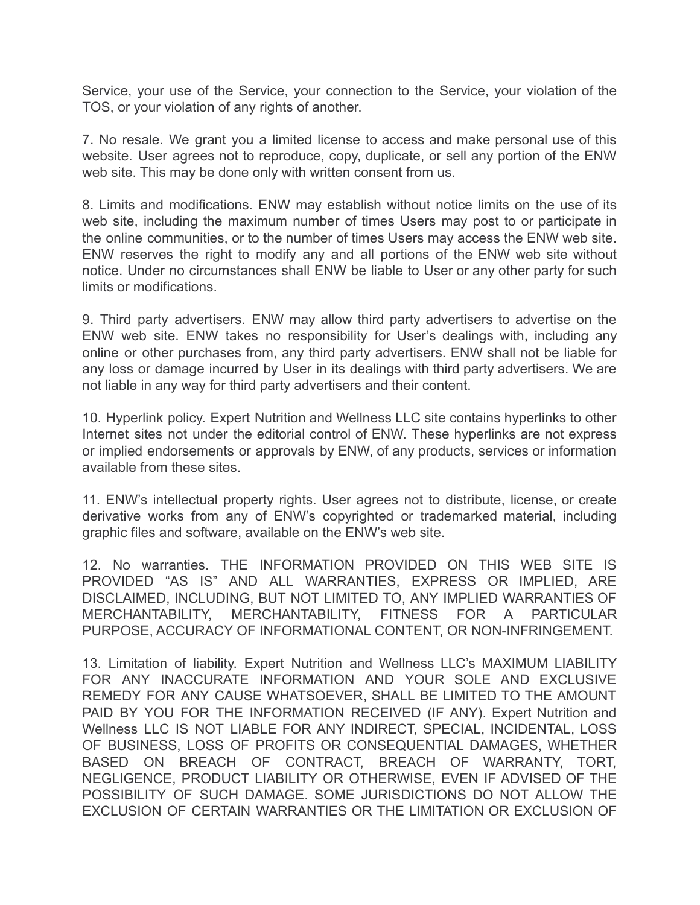Service, your use of the Service, your connection to the Service, your violation of the TOS, or your violation of any rights of another.

7. No resale. We grant you a limited license to access and make personal use of this website. User agrees not to reproduce, copy, duplicate, or sell any portion of the ENW web site. This may be done only with written consent from us.

8. Limits and modifications. ENW may establish without notice limits on the use of its web site, including the maximum number of times Users may post to or participate in the online communities, or to the number of times Users may access the ENW web site. ENW reserves the right to modify any and all portions of the ENW web site without notice. Under no circumstances shall ENW be liable to User or any other party for such limits or modifications.

9. Third party advertisers. ENW may allow third party advertisers to advertise on the ENW web site. ENW takes no responsibility for User's dealings with, including any online or other purchases from, any third party advertisers. ENW shall not be liable for any loss or damage incurred by User in its dealings with third party advertisers. We are not liable in any way for third party advertisers and their content.

10. Hyperlink policy. Expert Nutrition and Wellness LLC site contains hyperlinks to other Internet sites not under the editorial control of ENW. These hyperlinks are not express or implied endorsements or approvals by ENW, of any products, services or information available from these sites.

11. ENW's intellectual property rights. User agrees not to distribute, license, or create derivative works from any of ENW's copyrighted or trademarked material, including graphic files and software, available on the ENW's web site.

12. No warranties. THE INFORMATION PROVIDED ON THIS WEB SITE IS PROVIDED "AS IS" AND ALL WARRANTIES, EXPRESS OR IMPLIED, ARE DISCLAIMED, INCLUDING, BUT NOT LIMITED TO, ANY IMPLIED WARRANTIES OF MERCHANTABILITY, MERCHANTABILITY, FITNESS FOR A PARTICULAR PURPOSE, ACCURACY OF INFORMATIONAL CONTENT, OR NON-INFRINGEMENT.

13. Limitation of liability. Expert Nutrition and Wellness LLC's MAXIMUM LIABILITY FOR ANY INACCURATE INFORMATION AND YOUR SOLE AND EXCLUSIVE REMEDY FOR ANY CAUSE WHATSOEVER, SHALL BE LIMITED TO THE AMOUNT PAID BY YOU FOR THE INFORMATION RECEIVED (IF ANY). Expert Nutrition and Wellness LLC IS NOT LIABLE FOR ANY INDIRECT, SPECIAL, INCIDENTAL, LOSS OF BUSINESS, LOSS OF PROFITS OR CONSEQUENTIAL DAMAGES, WHETHER BASED ON BREACH OF CONTRACT, BREACH OF WARRANTY, TORT, NEGLIGENCE, PRODUCT LIABILITY OR OTHERWISE, EVEN IF ADVISED OF THE POSSIBILITY OF SUCH DAMAGE. SOME JURISDICTIONS DO NOT ALLOW THE EXCLUSION OF CERTAIN WARRANTIES OR THE LIMITATION OR EXCLUSION OF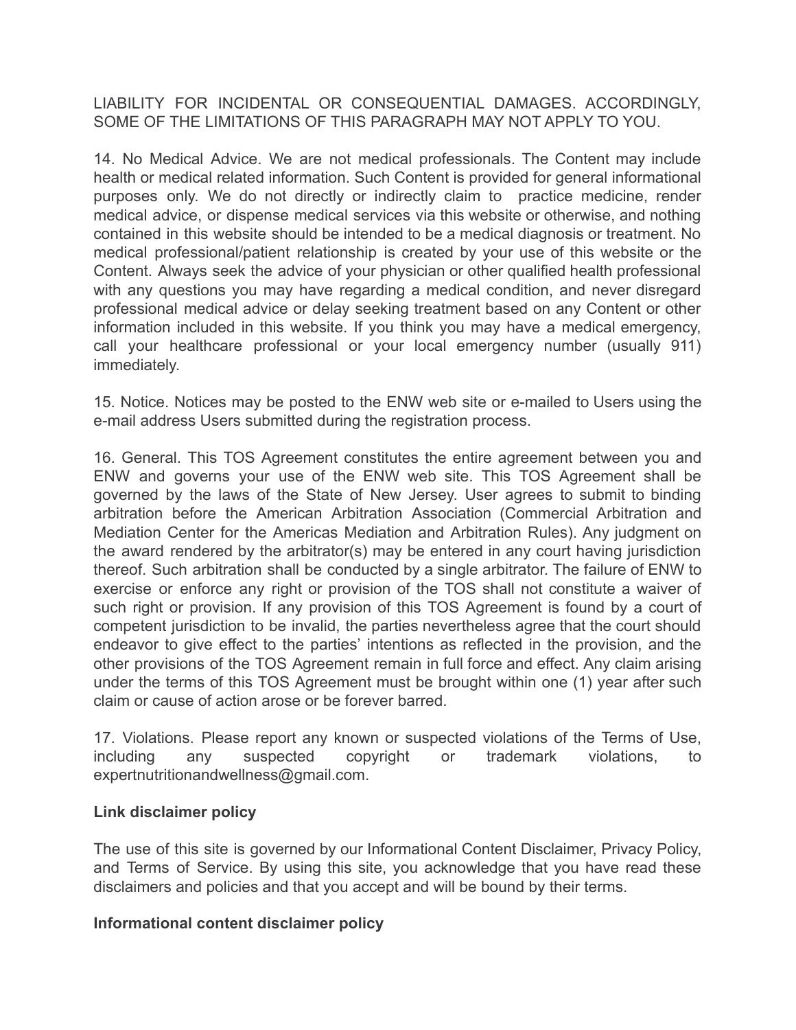LIABILITY FOR INCIDENTAL OR CONSEQUENTIAL DAMAGES. ACCORDINGLY, SOME OF THE LIMITATIONS OF THIS PARAGRAPH MAY NOT APPLY TO YOU.

14. No Medical Advice. We are not medical professionals. The Content may include health or medical related information. Such Content is provided for general informational purposes only. We do not directly or indirectly claim to practice medicine, render medical advice, or dispense medical services via this website or otherwise, and nothing contained in this website should be intended to be a medical diagnosis or treatment. No medical professional/patient relationship is created by your use of this website or the Content. Always seek the advice of your physician or other qualified health professional with any questions you may have regarding a medical condition, and never disregard professional medical advice or delay seeking treatment based on any Content or other information included in this website. If you think you may have a medical emergency, call your healthcare professional or your local emergency number (usually 911) immediately.

15. Notice. Notices may be posted to the ENW web site or e-mailed to Users using the e-mail address Users submitted during the registration process.

16. General. This TOS Agreement constitutes the entire agreement between you and ENW and governs your use of the ENW web site. This TOS Agreement shall be governed by the laws of the State of New Jersey. User agrees to submit to binding arbitration before the American Arbitration Association (Commercial Arbitration and Mediation Center for the Americas Mediation and Arbitration Rules). Any judgment on the award rendered by the arbitrator(s) may be entered in any court having jurisdiction thereof. Such arbitration shall be conducted by a single arbitrator. The failure of ENW to exercise or enforce any right or provision of the TOS shall not constitute a waiver of such right or provision. If any provision of this TOS Agreement is found by a court of competent jurisdiction to be invalid, the parties nevertheless agree that the court should endeavor to give effect to the parties' intentions as reflected in the provision, and the other provisions of the TOS Agreement remain in full force and effect. Any claim arising under the terms of this TOS Agreement must be brought within one (1) year after such claim or cause of action arose or be forever barred.

17. Violations. Please report any known or suspected violations of the Terms of Use, including any suspected copyright or trademark violations, to expertnutritionandwellness@gmail.com.

**Link disclaimer policy**

The use of this site is governed by our Informational Content Disclaimer, Privacy Policy, and Terms of Service. By using this site, you acknowledge that you have read these disclaimers and policies and that you accept and will be bound by their terms.

**Informational content disclaimer policy**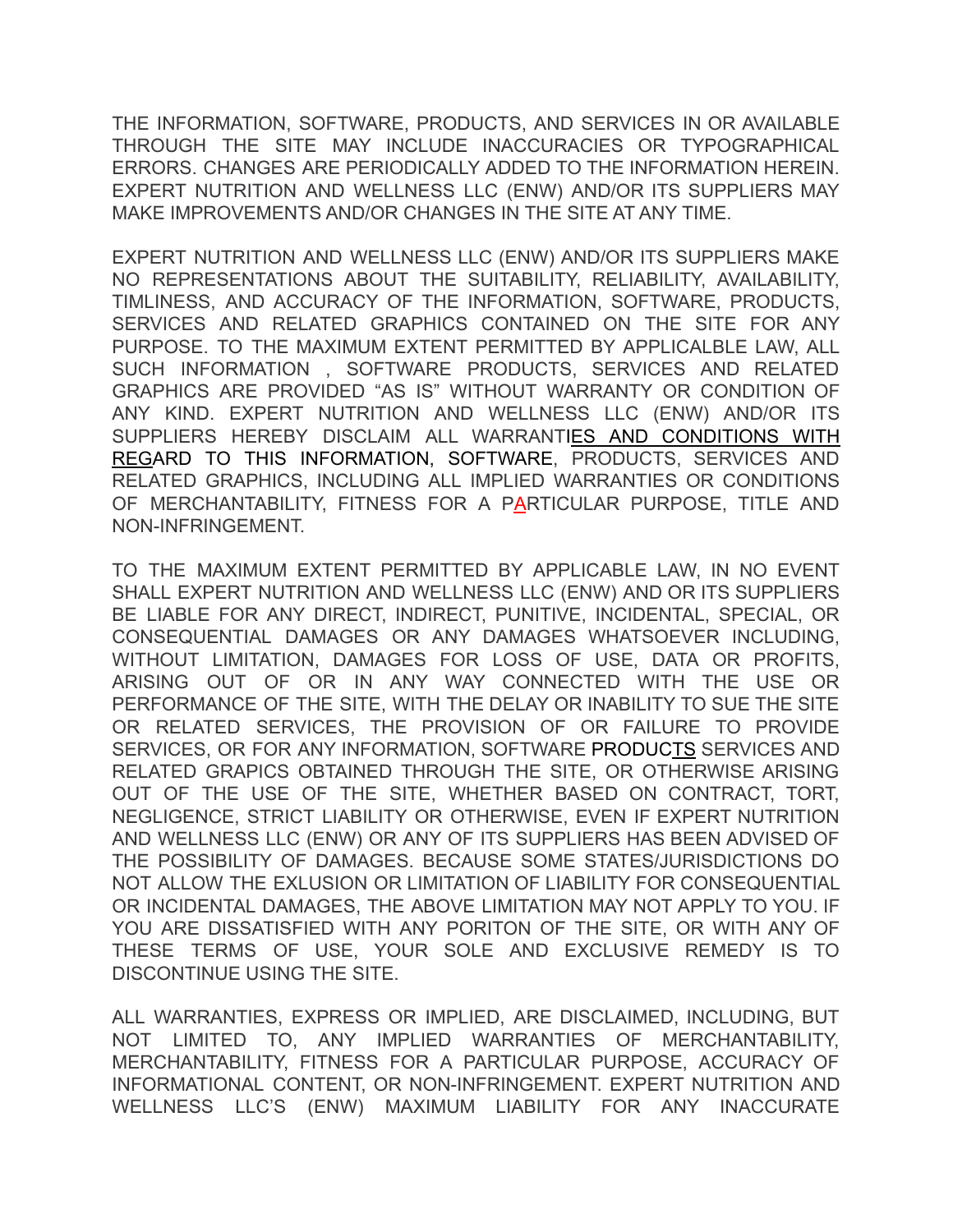THE INFORMATION, SOFTWARE, PRODUCTS, AND SERVICES IN OR AVAILABLE THROUGH THE SITE MAY INCLUDE INACCURACIES OR TYPOGRAPHICAL ERRORS. CHANGES ARE PERIODICALLY ADDED TO THE INFORMATION HEREIN. EXPERT NUTRITION AND WELLNESS LLC (ENW) AND/OR ITS SUPPLIERS MAY MAKE IMPROVEMENTS AND/OR CHANGES IN THE SITE AT ANY TIME.

EXPERT NUTRITION AND WELLNESS LLC (ENW) AND/OR ITS SUPPLIERS MAKE NO REPRESENTATIONS ABOUT THE SUITABILITY, RELIABILITY, AVAILABILITY, TIMLINESS, AND ACCURACY OF THE INFORMATION, SOFTWARE, PRODUCTS, SERVICES AND RELATED GRAPHICS CONTAINED ON THE SITE FOR ANY PURPOSE. TO THE MAXIMUM EXTENT PERMITTED BY APPLICALBLE LAW, ALL SUCH INFORMATION , SOFTWARE PRODUCTS, SERVICES AND RELATED GRAPHICS ARE PROVIDED "AS IS" WITHOUT WARRANTY OR CONDITION OF ANY KIND. EXPERT NUTRITION AND WELLNESS LLC (ENW) AND/OR ITS SUPPLIERS HEREBY DISCLAIM ALL WARRANTIES AND CONDITIONS WITH REGARD TO THIS INFORMATION, SOFTWARE, PRODUCTS, SERVICES AND RELATED GRAPHICS, INCLUDING ALL IMPLIED WARRANTIES OR CONDITIONS OF MERCHANTABILITY, FITNESS FOR A PARTICULAR PURPOSE, TITLE AND NON-INFRINGEMENT.

TO THE MAXIMUM EXTENT PERMITTED BY APPLICABLE LAW, IN NO EVENT SHALL EXPERT NUTRITION AND WELLNESS LLC (ENW) AND OR ITS SUPPLIERS BE LIABLE FOR ANY DIRECT, INDIRECT, PUNITIVE, INCIDENTAL, SPECIAL, OR CONSEQUENTIAL DAMAGES OR ANY DAMAGES WHATSOEVER INCLUDING, WITHOUT LIMITATION, DAMAGES FOR LOSS OF USE, DATA OR PROFITS, ARISING OUT OF OR IN ANY WAY CONNECTED WITH THE USE OR PERFORMANCE OF THE SITE, WITH THE DELAY OR INABILITY TO SUE THE SITE OR RELATED SERVICES, THE PROVISION OF OR FAILURE TO PROVIDE SERVICES, OR FOR ANY INFORMATION, SOFTWARE PRODUCTS SERVICES AND RELATED GRAPICS OBTAINED THROUGH THE SITE, OR OTHERWISE ARISING OUT OF THE USE OF THE SITE, WHETHER BASED ON CONTRACT, TORT, NEGLIGENCE, STRICT LIABILITY OR OTHERWISE, EVEN IF EXPERT NUTRITION AND WELLNESS LLC (ENW) OR ANY OF ITS SUPPLIERS HAS BEEN ADVISED OF THE POSSIBILITY OF DAMAGES. BECAUSE SOME STATES/JURISDICTIONS DO NOT ALLOW THE EXLUSION OR LIMITATION OF LIABILITY FOR CONSEQUENTIAL OR INCIDENTAL DAMAGES, THE ABOVE LIMITATION MAY NOT APPLY TO YOU. IF YOU ARE DISSATISFIED WITH ANY PORITON OF THE SITE, OR WITH ANY OF THESE TERMS OF USE, YOUR SOLE AND EXCLUSIVE REMEDY IS TO DISCONTINUE USING THE SITE.

ALL WARRANTIES, EXPRESS OR IMPLIED, ARE DISCLAIMED, INCLUDING, BUT NOT LIMITED TO, ANY IMPLIED WARRANTIES OF MERCHANTABILITY, MERCHANTABILITY, FITNESS FOR A PARTICULAR PURPOSE, ACCURACY OF INFORMATIONAL CONTENT, OR NON-INFRINGEMENT. EXPERT NUTRITION AND WELLNESS LLC'S (ENW) MAXIMUM LIABILITY FOR ANY INACCURATE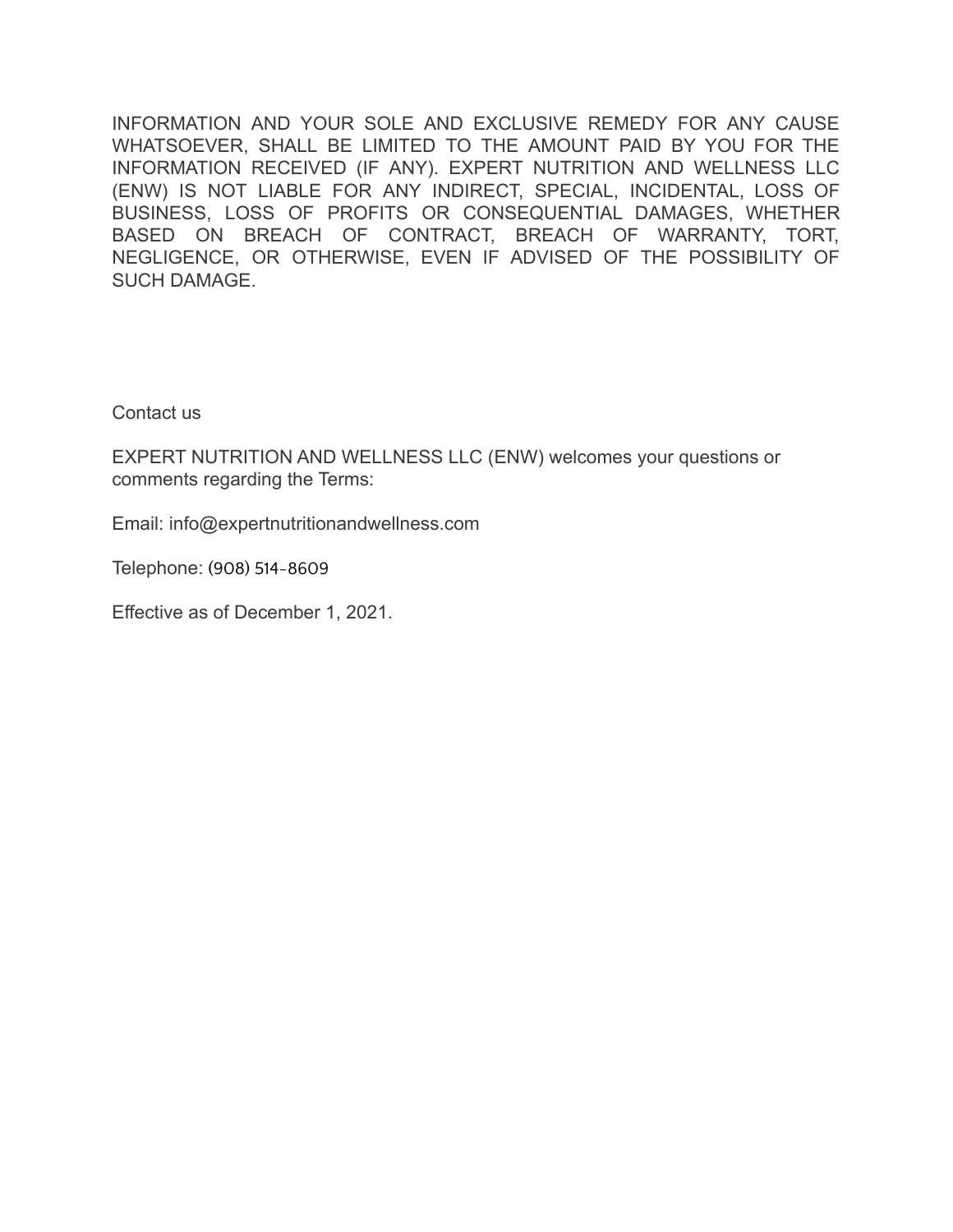INFORMATION AND YOUR SOLE AND EXCLUSIVE REMEDY FOR ANY CAUSE WHATSOEVER, SHALL BE LIMITED TO THE AMOUNT PAID BY YOU FOR THE INFORMATION RECEIVED (IF ANY). EXPERT NUTRITION AND WELLNESS LLC (ENW) IS NOT LIABLE FOR ANY INDIRECT, SPECIAL, INCIDENTAL, LOSS OF BUSINESS, LOSS OF PROFITS OR CONSEQUENTIAL DAMAGES, WHETHER BASED ON BREACH OF CONTRACT, BREACH OF WARRANTY, TORT, NEGLIGENCE, OR OTHERWISE, EVEN IF ADVISED OF THE POSSIBILITY OF SUCH DAMAGE.

Contact us

EXPERT NUTRITION AND WELLNESS LLC (ENW) welcomes your questions or comments regarding the Terms:

Email: info@expertnutritionandwellness.com

Telephone: (908) 514-8609

Effective as of December 1, 2021.